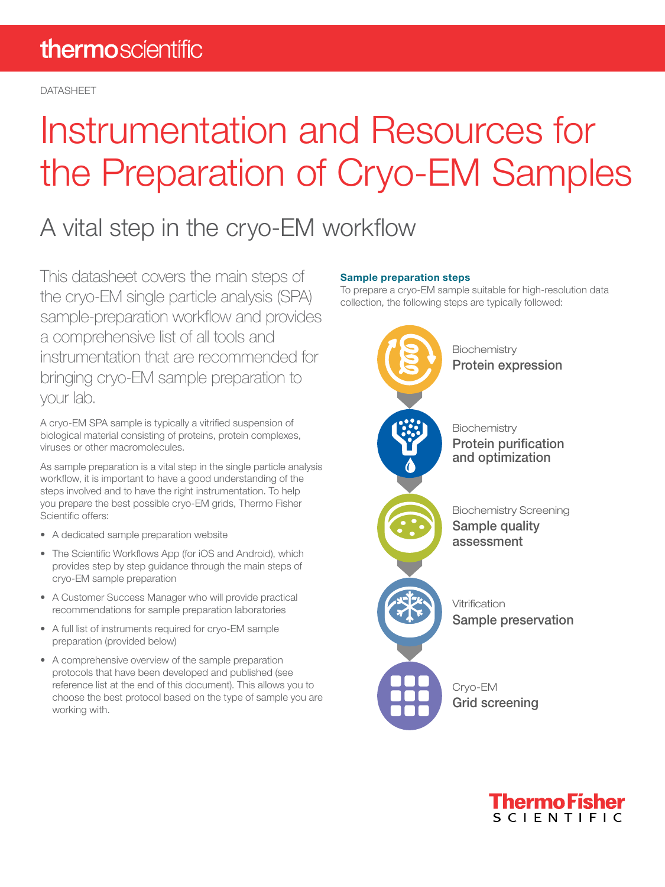thermoscientific

DATASHEET

# Instrumentation and Resources for the Preparation of Cryo-EM Samples

## A vital step in the cryo-EM workflow

This datasheet covers the main steps of the cryo-EM single particle analysis (SPA) sample-preparation workflow and provides a comprehensive list of all tools and instrumentation that are recommended for bringing cryo-EM sample preparation to your lab.

A cryo-EM SPA sample is typically a vitrified suspension of biological material consisting of proteins, protein complexes, viruses or other macromolecules.

As sample preparation is a vital step in the single particle analysis workflow, it is important to have a good understanding of the steps involved and to have the right instrumentation. To help you prepare the best possible cryo-EM grids, Thermo Fisher Scientific offers:

- A dedicated sample preparation website
- The Scientific Workflows App (for iOS and Android), which provides step by step guidance through the main steps of cryo-EM sample preparation
- A Customer Success Manager who will provide practical recommendations for sample preparation laboratories
- A full list of instruments required for cryo-EM sample preparation (provided below)
- A comprehensive overview of the sample preparation protocols that have been developed and published (see reference list at the end of this document). This allows you to choose the best protocol based on the type of sample you are working with.

### Sample preparation steps

To prepare a cryo-EM sample suitable for high-resolution data collection, the following steps are typically followed:

1. Biochemistry — **Protein expression**
2. Biochemistry — **Protein purification and optimization**
3. Biochemistry Screening — **Sample quality assessment**
4. Vitrification — **Sample preservation**
5. Cryo-EM — **Grid screening**

ThermoFisher SCIENTIFIC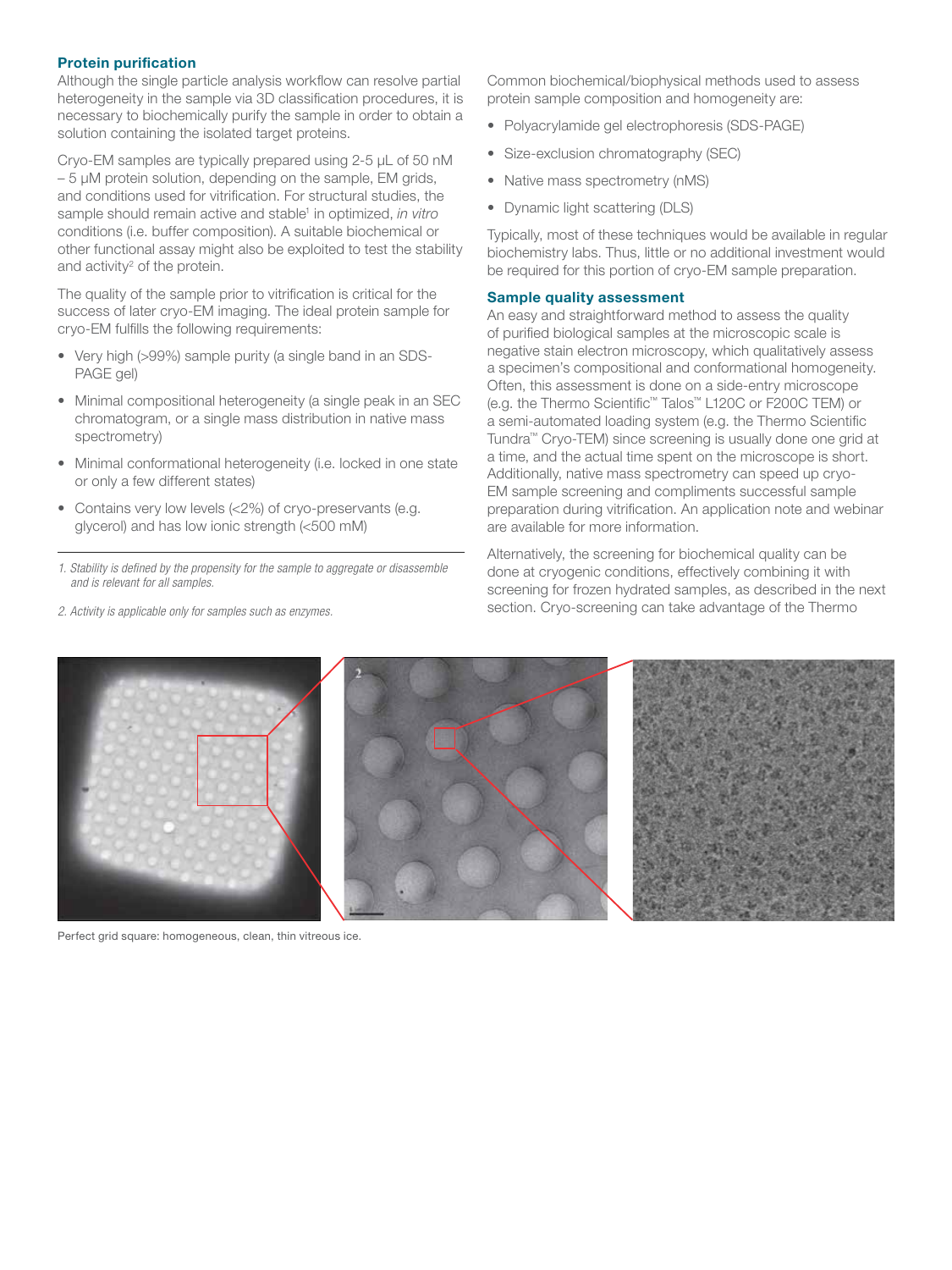## Protein purification

Although the single particle analysis workflow can resolve partial heterogeneity in the sample via 3D classification procedures, it is necessary to biochemically purify the sample in order to obtain a solution containing the isolated target proteins.

Cryo-EM samples are typically prepared using 2-5 µL of 50 nM – 5 µM protein solution, depending on the sample, EM grids, and conditions used for vitrification. For structural studies, the sample should remain active and stable[1] in optimized, *in vitro* conditions (i.e. buffer composition). A suitable biochemical or other functional assay might also be exploited to test the stability and activity[2] of the protein.

The quality of the sample prior to vitrification is critical for the success of later cryo-EM imaging. The ideal protein sample for cryo-EM fulfills the following requirements:

- Very high (>99%) sample purity (a single band in an SDS-PAGE gel)
- Minimal compositional heterogeneity (a single peak in an SEC chromatogram, or a single mass distribution in native mass spectrometry)
- Minimal conformational heterogeneity (i.e. locked in one state or only a few different states)
- Contains very low levels (<2%) of cryo-preservants (e.g. glycerol) and has low ionic strength (<500 mM)

*1. Stability is defined by the propensity for the sample to aggregate or disassemble and is relevant for all samples.*

*2. Activity is applicable only for samples such as enzymes.*

Common biochemical/biophysical methods used to assess protein sample composition and homogeneity are:

- Polyacrylamide gel electrophoresis (SDS-PAGE)
- Size-exclusion chromatography (SEC)
- Native mass spectrometry (nMS)
- Dynamic light scattering (DLS)

Typically, most of these techniques would be available in regular biochemistry labs. Thus, little or no additional investment would be required for this portion of cryo-EM sample preparation.

## Sample quality assessment

An easy and straightforward method to assess the quality of purified biological samples at the microscopic scale is negative stain electron microscopy, which qualitatively assess a specimen's compositional and conformational homogeneity. Often, this assessment is done on a side-entry microscope (e.g. the Thermo Scientific™ Talos™ L120C or F200C TEM) or a semi-automated loading system (e.g. the Thermo Scientific Tundra™ Cryo-TEM) since screening is usually done one grid at a time, and the actual time spent on the microscope is short. Additionally, native mass spectrometry can speed up cryo-EM sample screening and compliments successful sample preparation during vitrification. An application note and webinar are available for more information.

Alternatively, the screening for biochemical quality can be done at cryogenic conditions, effectively combining it with screening for frozen hydrated samples, as described in the next section. Cryo-screening can take advantage of the Thermo

Perfect grid square: homogeneous, clean, thin vitreous ice.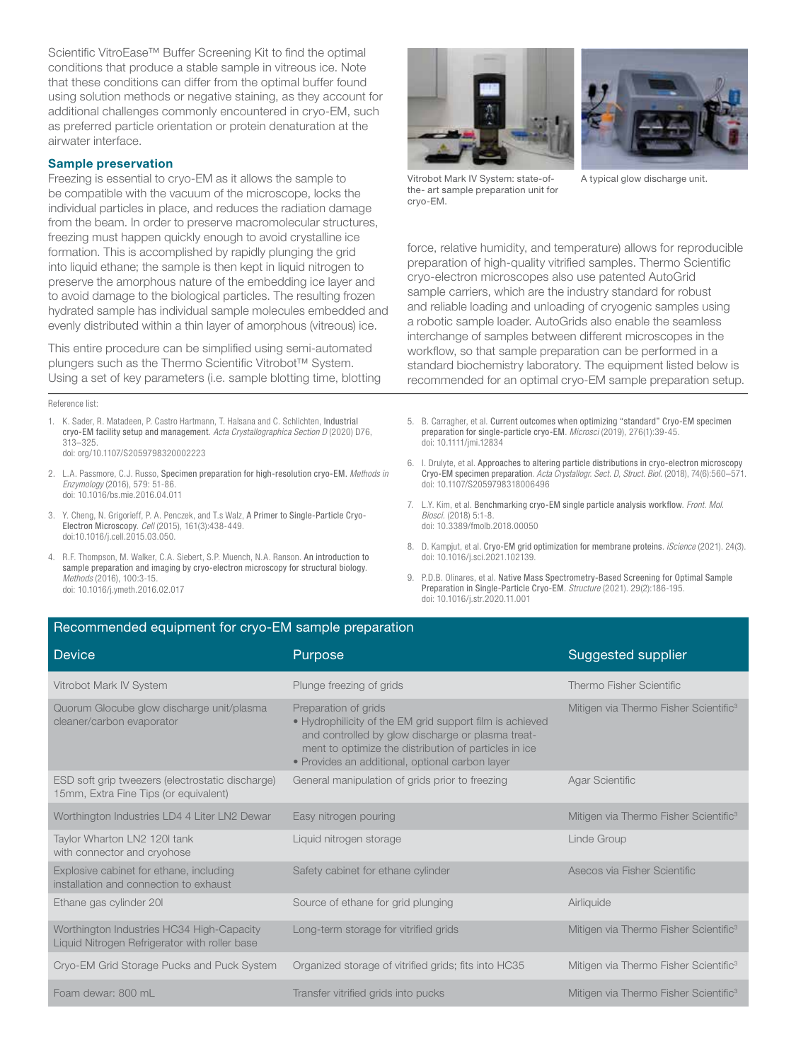Scientific VitroEase™ Buffer Screening Kit to find the optimal conditions that produce a stable sample in vitreous ice. Note that these conditions can differ from the optimal buffer found using solution methods or negative staining, as they account for additional challenges commonly encountered in cryo-EM, such as preferred particle orientation or protein denaturation at the airwater interface.

### Sample preservation

Freezing is essential to cryo-EM as it allows the sample to be compatible with the vacuum of the microscope, locks the individual particles in place, and reduces the radiation damage from the beam. In order to preserve macromolecular structures, freezing must happen quickly enough to avoid crystalline ice formation. This is accomplished by rapidly plunging the grid into liquid ethane; the sample is then kept in liquid nitrogen to preserve the amorphous nature of the embedding ice layer and to avoid damage to the biological particles. The resulting frozen hydrated sample has individual sample molecules embedded and evenly distributed within a thin layer of amorphous (vitreous) ice.

This entire procedure can be simplified using semi-automated plungers such as the Thermo Scientific Vitrobot™ System. Using a set of key parameters (i.e. sample blotting time, blotting force, relative humidity, and temperature) allows for reproducible preparation of high-quality vitrified samples. Thermo Scientific cryo-electron microscopes also use patented AutoGrid sample carriers, which are the industry standard for robust and reliable loading and unloading of cryogenic samples using a robotic sample loader. AutoGrids also enable the seamless interchange of samples between different microscopes in the workflow, so that sample preparation can be performed in a standard biochemistry laboratory. The equipment listed below is recommended for an optimal cryo-EM sample preparation setup.

Vitrobot Mark IV System: state-of-the- art sample preparation unit for cryo-EM.

A typical glow discharge unit.

Reference list:

1. K. Sader, R. Matadeen, P. Castro Hartmann, T. Halsana and C. Schlichten, **Industrial cryo-EM facility setup and management**. *Acta Crystallographica Section D* (2020) D76, 313–325. doi: org/10.1107/S2059798320002223
2. L.A. Passmore, C.J. Russo, **Specimen preparation for high-resolution cryo-EM**. *Methods in Enzymology* (2016), 579: 51-86. doi: 10.1016/bs.mie.2016.04.011
3. Y. Cheng, N. Grigorieff, P. A. Penczek, and T.s Walz, **A Primer to Single-Particle Cryo-Electron Microscopy**. *Cell* (2015), 161(3):438-449. doi:10.1016/j.cell.2015.03.050.
4. R.F. Thompson, M. Walker, C.A. Siebert, S.P. Muench, N.A. Ranson. **An introduction to sample preparation and imaging by cryo-electron microscopy for structural biology**. *Methods* (2016), 100:3-15. doi: 10.1016/j.ymeth.2016.02.017
5. B. Carragher, et al. **Current outcomes when optimizing "standard" Cryo-EM specimen preparation for single-particle cryo-EM**. *Microsci* (2019), 276(1):39-45. doi: 10.1111/jmi.12834
6. I. Drulyte, et al. **Approaches to altering particle distributions in cryo-electron microscopy Cryo-EM specimen preparation**. *Acta Crystallogr. Sect. D, Struct. Biol.* (2018), 74(6):560–571. doi: 10.1107/S2059798318006496
7. L.Y. Kim, et al. **Benchmarking cryo-EM single particle analysis workflow**. *Front. Mol. Biosci.* (2018) 5:1-8. doi: 10.3389/fmolb.2018.00050
8. D. Kampjut, et al. **Cryo-EM grid optimization for membrane proteins**. *iScience* (2021). 24(3). doi: 10.1016/j.sci.2021.102139.
9. P.D.B. Olinares, et al. **Native Mass Spectrometry-Based Screening for Optimal Sample Preparation in Single-Particle Cryo-EM**. *Structure* (2021). 29(2):186-195. doi: 10.1016/j.str.2020.11.001

**Recommended equipment for cryo-EM sample preparation**

| Device | Purpose | Suggested supplier |
|---|---|---|
| Vitrobot Mark IV System | Plunge freezing of grids | Thermo Fisher Scientific |
| Quorum Glocube glow discharge unit/plasma cleaner/carbon evaporator | Preparation of grids<br>• Hydrophilicity of the EM grid support film is achieved and controlled by glow discharge or plasma treatment to optimize the distribution of particles in ice<br>• Provides an additional, optional carbon layer | Mitigen via Thermo Fisher Scientific[3] |
| ESD soft grip tweezers (electrostatic discharge) 15mm, Extra Fine Tips (or equivalent) | General manipulation of grids prior to freezing | Agar Scientific |
| Worthington Industries LD4 4 Liter LN2 Dewar | Easy nitrogen pouring | Mitigen via Thermo Fisher Scientific[3] |
| Taylor Wharton LN2 120l tank with connector and cryohose | Liquid nitrogen storage | Linde Group |
| Explosive cabinet for ethane, including installation and connection to exhaust | Safety cabinet for ethane cylinder | Asecos via Fisher Scientific |
| Ethane gas cylinder 20l | Source of ethane for grid plunging | Airliquide |
| Worthington Industries HC34 High-Capacity Liquid Nitrogen Refrigerator with roller base | Long-term storage for vitrified grids | Mitigen via Thermo Fisher Scientific[3] |
| Cryo-EM Grid Storage Pucks and Puck System | Organized storage of vitrified grids; fits into HC35 | Mitigen via Thermo Fisher Scientific[3] |
| Foam dewar: 800 mL | Transfer vitrified grids into pucks | Mitigen via Thermo Fisher Scientific[3] |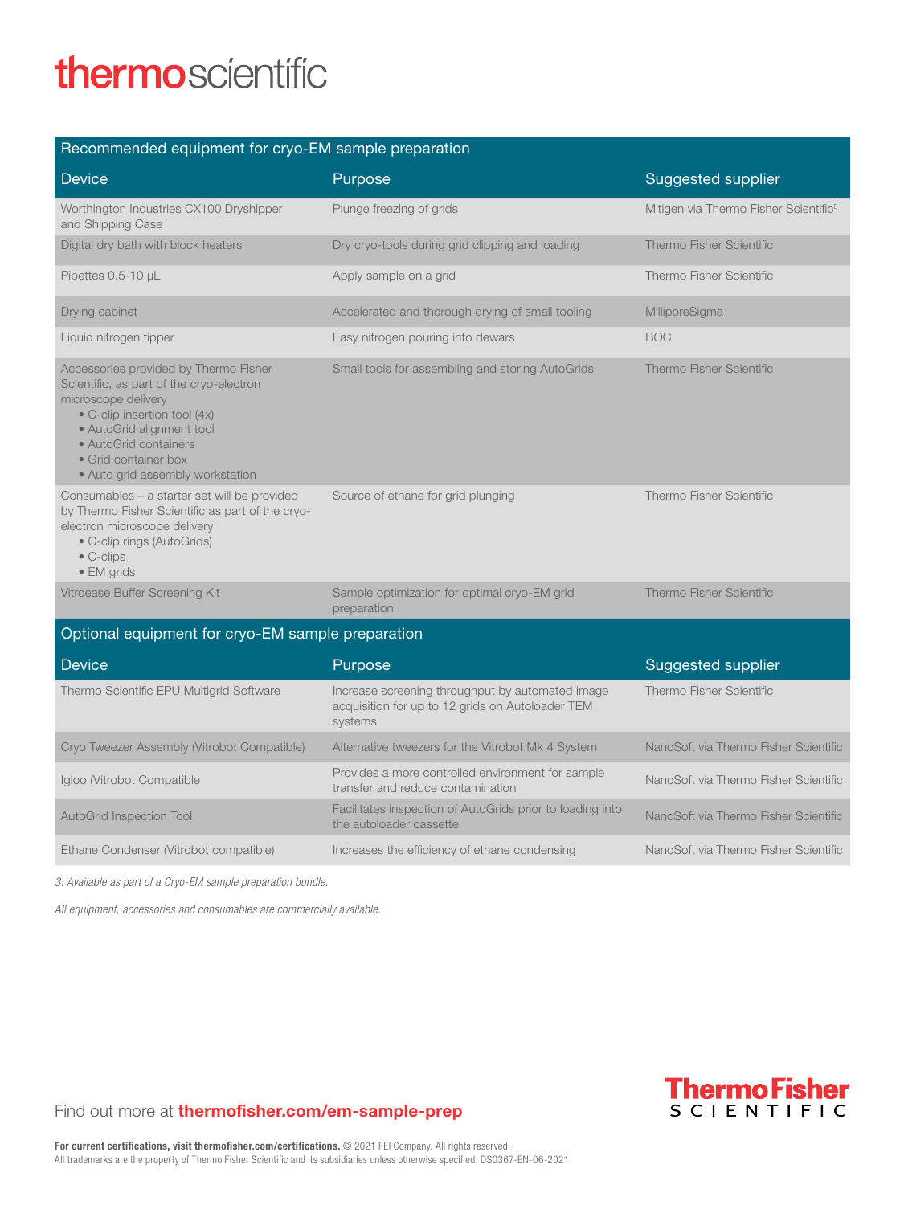thermoscientific

## Recommended equipment for cryo-EM sample preparation

| Device | Purpose | Suggested supplier |
|---|---|---|
| Worthington Industries CX100 Dryshipper and Shipping Case | Plunge freezing of grids | Mitigen via Thermo Fisher Scientific[3] |
| Digital dry bath with block heaters | Dry cryo-tools during grid clipping and loading | Thermo Fisher Scientific |
| Pipettes 0.5-10 µL | Apply sample on a grid | Thermo Fisher Scientific |
| Drying cabinet | Accelerated and thorough drying of small tooling | MilliporeSigma |
| Liquid nitrogen tipper | Easy nitrogen pouring into dewars | BOC |
| Accessories provided by Thermo Fisher Scientific, as part of the cryo-electron microscope delivery<br>• C-clip insertion tool (4x)<br>• AutoGrid alignment tool<br>• AutoGrid containers<br>• Grid container box<br>• Auto grid assembly workstation | Small tools for assembling and storing AutoGrids | Thermo Fisher Scientific |
| Consumables – a starter set will be provided by Thermo Fisher Scientific as part of the cryo-electron microscope delivery<br>• C-clip rings (AutoGrids)<br>• C-clips<br>• EM grids | Source of ethane for grid plunging | Thermo Fisher Scientific |
| Vitroease Buffer Screening Kit | Sample optimization for optimal cryo-EM grid preparation | Thermo Fisher Scientific |

## Optional equipment for cryo-EM sample preparation

| Device | Purpose | Suggested supplier |
|---|---|---|
| Thermo Scientific EPU Multigrid Software | Increase screening throughput by automated image acquisition for up to 12 grids on Autoloader TEM systems | Thermo Fisher Scientific |
| Cryo Tweezer Assembly (Vitrobot Compatible) | Alternative tweezers for the Vitrobot Mk 4 System | NanoSoft via Thermo Fisher Scientific |
| Igloo (Vitrobot Compatible | Provides a more controlled environment for sample transfer and reduce contamination | NanoSoft via Thermo Fisher Scientific |
| AutoGrid Inspection Tool | Facilitates inspection of AutoGrids prior to loading into the autoloader cassette | NanoSoft via Thermo Fisher Scientific |
| Ethane Condenser (Vitrobot compatible) | Increases the efficiency of ethane condensing | NanoSoft via Thermo Fisher Scientific |

*3. Available as part of a Cryo-EM sample preparation bundle.*

*All equipment, accessories and consumables are commercially available.*

Find out more at **thermofisher.com/em-sample-prep**

ThermoFisher SCIENTIFIC

**For current certifications, visit thermofisher.com/certifications.** © 2021 FEI Company. All rights reserved.
All trademarks are the property of Thermo Fisher Scientific and its subsidiaries unless otherwise specified. DS0367-EN-06-2021